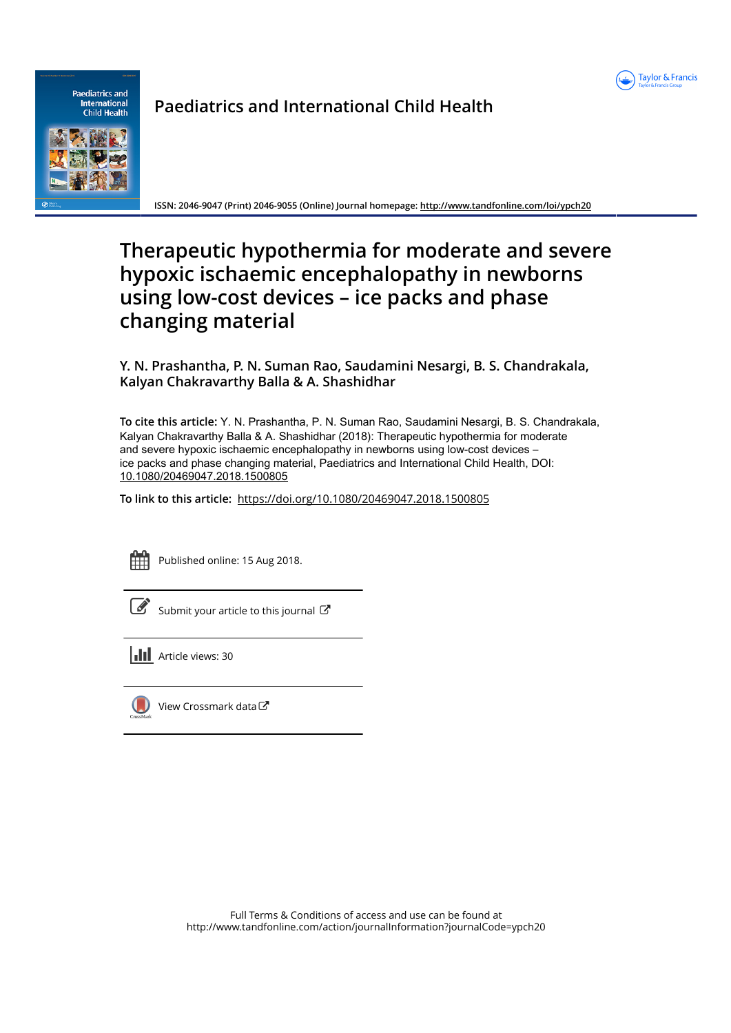Paediatrics and International Child Health

ISSN: 2046-9047 (Print) 2046-9055 (Online) Journal homepage: http://www.tandfonline.com/loi/ypch20

# Therapeutic hypothermia for moderate and severe hypoxic ischaemic encephalopathy in newborns using low-cost devices – ice packs and phase changing material

**Y. N. Prashantha, P. N. Suman Rao, Saudamini Nesargi, B. S. Chandrakala, Kalyan Chakravarthy Balla & A. Shashidhar**

**To cite this article:** Y. N. Prashantha, P. N. Suman Rao, Saudamini Nesargi, B. S. Chandrakala, Kalyan Chakravarthy Balla & A. Shashidhar (2018): Therapeutic hypothermia for moderate and severe hypoxic ischaemic encephalopathy in newborns using low-cost devices – ice packs and phase changing material, Paediatrics and International Child Health, DOI: 10.1080/20469047.2018.1500805

**To link to this article:** https://doi.org/10.1080/20469047.2018.1500805

Published online: 15 Aug 2018.

Submit your article to this journal

Article views: 30

View Crossmark data

Full Terms & Conditions of access and use can be found at
http://www.tandfonline.com/action/journalInformation?journalCode=ypch20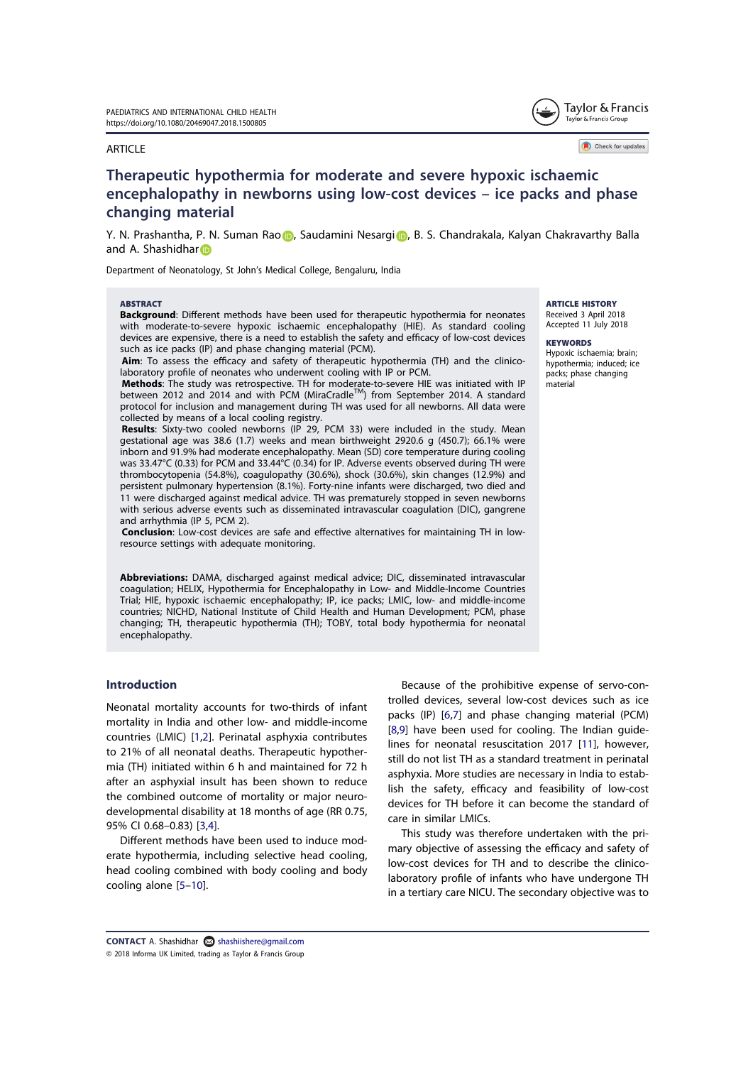ARTICLE

# Therapeutic hypothermia for moderate and severe hypoxic ischaemic encephalopathy in newborns using low-cost devices – ice packs and phase changing material

Y. N. Prashantha, P. N. Suman Rao, Saudamini Nesargi, B. S. Chandrakala, Kalyan Chakravarthy Balla and A. Shashidhar

Department of Neonatology, St John's Medical College, Bengaluru, India

**ABSTRACT**

**Background**: Different methods have been used for therapeutic hypothermia for neonates with moderate-to-severe hypoxic ischaemic encephalopathy (HIE). As standard cooling devices are expensive, there is a need to establish the safety and efficacy of low-cost devices such as ice packs (IP) and phase changing material (PCM).

**Aim**: To assess the efficacy and safety of therapeutic hypothermia (TH) and the clinico-laboratory profile of neonates who underwent cooling with IP or PCM.

**Methods**: The study was retrospective. TH for moderate-to-severe HIE was initiated with IP between 2012 and 2014 and with PCM (MiraCradle$^{TM}$) from September 2014. A standard protocol for inclusion and management during TH was used for all newborns. All data were collected by means of a local cooling registry.

**Results**: Sixty-two cooled newborns (IP 29, PCM 33) were included in the study. Mean gestational age was 38.6 (1.7) weeks and mean birthweight 2920.6 g (450.7); 66.1% were inborn and 91.9% had moderate encephalopathy. Mean (SD) core temperature during cooling was 33.47°C (0.33) for PCM and 33.44°C (0.34) for IP. Adverse events observed during TH were thrombocytopenia (54.8%), coagulopathy (30.6%), shock (30.6%), skin changes (12.9%) and persistent pulmonary hypertension (8.1%). Forty-nine infants were discharged, two died and 11 were discharged against medical advice. TH was prematurely stopped in seven newborns with serious adverse events such as disseminated intravascular coagulation (DIC), gangrene and arrhythmia (IP 5, PCM 2).

**Conclusion**: Low-cost devices are safe and effective alternatives for maintaining TH in low-resource settings with adequate monitoring.

**ARTICLE HISTORY**
Received 3 April 2018
Accepted 11 July 2018

**KEYWORDS**
Hypoxic ischaemia; brain; hypothermia; induced; ice packs; phase changing material

**Abbreviations:** DAMA, discharged against medical advice; DIC, disseminated intravascular coagulation; HELIX, Hypothermia for Encephalopathy in Low- and Middle-Income Countries Trial; HIE, hypoxic ischaemic encephalopathy; IP, ice packs; LMIC, low- and middle-income countries; NICHD, National Institute of Child Health and Human Development; PCM, phase changing; TH, therapeutic hypothermia (TH); TOBY, total body hypothermia for neonatal encephalopathy.

## Introduction

Neonatal mortality accounts for two-thirds of infant mortality in India and other low- and middle-income countries (LMIC) [1,2]. Perinatal asphyxia contributes to 21% of all neonatal deaths. Therapeutic hypothermia (TH) initiated within 6 h and maintained for 72 h after an asphyxial insult has been shown to reduce the combined outcome of mortality or major neurodevelopmental disability at 18 months of age (RR 0.75, 95% CI 0.68–0.83) [3,4].

Different methods have been used to induce moderate hypothermia, including selective head cooling, head cooling combined with body cooling and body cooling alone [5–10].

Because of the prohibitive expense of servo-controlled devices, several low-cost devices such as ice packs (IP) [6,7] and phase changing material (PCM) [8,9] have been used for cooling. The Indian guidelines for neonatal resuscitation 2017 [11], however, still do not list TH as a standard treatment in perinatal asphyxia. More studies are necessary in India to establish the safety, efficacy and feasibility of low-cost devices for TH before it can become the standard of care in similar LMICs.

This study was therefore undertaken with the primary objective of assessing the efficacy and safety of low-cost devices for TH and to describe the clinico-laboratory profile of infants who have undergone TH in a tertiary care NICU. The secondary objective was to

**CONTACT** A. Shashidhar shashiishere@gmail.com
© 2018 Informa UK Limited, trading as Taylor & Francis Group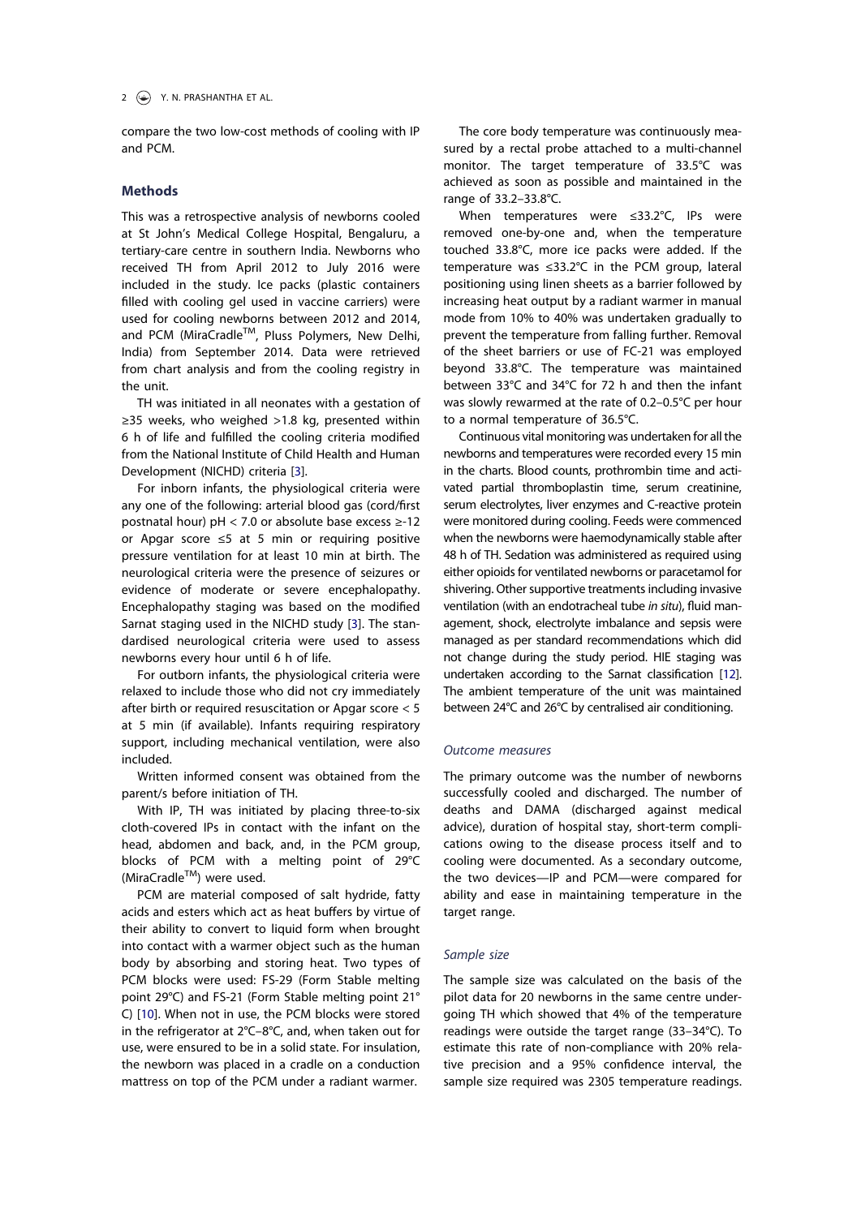compare the two low-cost methods of cooling with IP and PCM.

## Methods

This was a retrospective analysis of newborns cooled at St John's Medical College Hospital, Bengaluru, a tertiary-care centre in southern India. Newborns who received TH from April 2012 to July 2016 were included in the study. Ice packs (plastic containers filled with cooling gel used in vaccine carriers) were used for cooling newborns between 2012 and 2014, and PCM (MiraCradle™, Pluss Polymers, New Delhi, India) from September 2014. Data were retrieved from chart analysis and from the cooling registry in the unit.

TH was initiated in all neonates with a gestation of ≥35 weeks, who weighed >1.8 kg, presented within 6 h of life and fulfilled the cooling criteria modified from the National Institute of Child Health and Human Development (NICHD) criteria [3].

For inborn infants, the physiological criteria were any one of the following: arterial blood gas (cord/first postnatal hour) pH < 7.0 or absolute base excess ≥-12 or Apgar score ≤5 at 5 min or requiring positive pressure ventilation for at least 10 min at birth. The neurological criteria were the presence of seizures or evidence of moderate or severe encephalopathy. Encephalopathy staging was based on the modified Sarnat staging used in the NICHD study [3]. The standardised neurological criteria were used to assess newborns every hour until 6 h of life.

For outborn infants, the physiological criteria were relaxed to include those who did not cry immediately after birth or required resuscitation or Apgar score < 5 at 5 min (if available). Infants requiring respiratory support, including mechanical ventilation, were also included.

Written informed consent was obtained from the parent/s before initiation of TH.

With IP, TH was initiated by placing three-to-six cloth-covered IPs in contact with the infant on the head, abdomen and back, and, in the PCM group, blocks of PCM with a melting point of 29°C (MiraCradle™) were used.

PCM are material composed of salt hydride, fatty acids and esters which act as heat buffers by virtue of their ability to convert to liquid form when brought into contact with a warmer object such as the human body by absorbing and storing heat. Two types of PCM blocks were used: FS-29 (Form Stable melting point 29°C) and FS-21 (Form Stable melting point 21°C) [10]. When not in use, the PCM blocks were stored in the refrigerator at 2°C–8°C, and, when taken out for use, were ensured to be in a solid state. For insulation, the newborn was placed in a cradle on a conduction mattress on top of the PCM under a radiant warmer.

The core body temperature was continuously measured by a rectal probe attached to a multi-channel monitor. The target temperature of 33.5°C was achieved as soon as possible and maintained in the range of 33.2–33.8°C.

When temperatures were ≤33.2°C, IPs were removed one-by-one and, when the temperature touched 33.8°C, more ice packs were added. If the temperature was ≤33.2°C in the PCM group, lateral positioning using linen sheets as a barrier followed by increasing heat output by a radiant warmer in manual mode from 10% to 40% was undertaken gradually to prevent the temperature from falling further. Removal of the sheet barriers or use of FC-21 was employed beyond 33.8°C. The temperature was maintained between 33°C and 34°C for 72 h and then the infant was slowly rewarmed at the rate of 0.2–0.5°C per hour to a normal temperature of 36.5°C.

Continuous vital monitoring was undertaken for all the newborns and temperatures were recorded every 15 min in the charts. Blood counts, prothrombin time and activated partial thromboplastin time, serum creatinine, serum electrolytes, liver enzymes and C-reactive protein were monitored during cooling. Feeds were commenced when the newborns were haemodynamically stable after 48 h of TH. Sedation was administered as required using either opioids for ventilated newborns or paracetamol for shivering. Other supportive treatments including invasive ventilation (with an endotracheal tube *in situ*), fluid management, shock, electrolyte imbalance and sepsis were managed as per standard recommendations which did not change during the study period. HIE staging was undertaken according to the Sarnat classification [12]. The ambient temperature of the unit was maintained between 24°C and 26°C by centralised air conditioning.

### *Outcome measures*

The primary outcome was the number of newborns successfully cooled and discharged. The number of deaths and DAMA (discharged against medical advice), duration of hospital stay, short-term complications owing to the disease process itself and to cooling were documented. As a secondary outcome, the two devices—IP and PCM—were compared for ability and ease in maintaining temperature in the target range.

### *Sample size*

The sample size was calculated on the basis of the pilot data for 20 newborns in the same centre undergoing TH which showed that 4% of the temperature readings were outside the target range (33–34°C). To estimate this rate of non-compliance with 20% relative precision and a 95% confidence interval, the sample size required was 2305 temperature readings.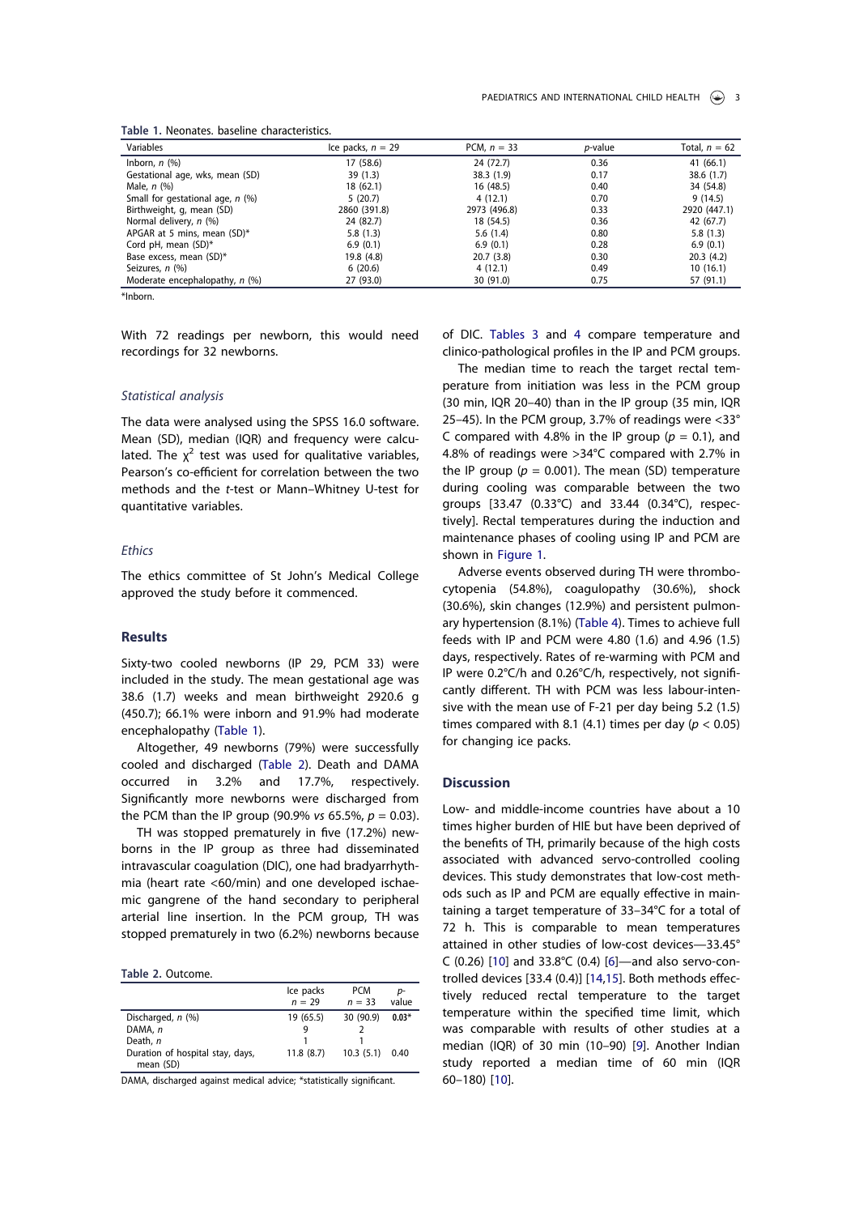**Table 1.** Neonates. baseline characteristics.

| Variables | Ice packs, $n = 29$ | PCM, $n = 33$ | $p$-value | Total, $n = 62$ |
|---|---|---|---|---|
| Inborn, $n$ (%) | 17 (58.6) | 24 (72.7) | 0.36 | 41 (66.1) |
| Gestational age, wks, mean (SD) | 39 (1.3) | 38.3 (1.9) | 0.17 | 38.6 (1.7) |
| Male, $n$ (%) | 18 (62.1) | 16 (48.5) | 0.40 | 34 (54.8) |
| Small for gestational age, $n$ (%) | 5 (20.7) | 4 (12.1) | 0.70 | 9 (14.5) |
| Birthweight, g, mean (SD) | 2860 (391.8) | 2973 (496.8) | 0.33 | 2920 (447.1) |
| Normal delivery, $n$ (%) | 24 (82.7) | 18 (54.5) | 0.36 | 42 (67.7) |
| APGAR at 5 mins, mean (SD)* | 5.8 (1.3) | 5.6 (1.4) | 0.80 | 5.8 (1.3) |
| Cord pH, mean (SD)* | 6.9 (0.1) | 6.9 (0.1) | 0.28 | 6.9 (0.1) |
| Base excess, mean (SD)* | 19.8 (4.8) | 20.7 (3.8) | 0.30 | 20.3 (4.2) |
| Seizures, $n$ (%) | 6 (20.6) | 4 (12.1) | 0.49 | 10 (16.1) |
| Moderate encephalopathy, $n$ (%) | 27 (93.0) | 30 (91.0) | 0.75 | 57 (91.1) |

*Inborn.

With 72 readings per newborn, this would need recordings for 32 newborns.

### *Statistical analysis*

The data were analysed using the SPSS 16.0 software. Mean (SD), median (IQR) and frequency were calculated. The $\chi^2$ test was used for qualitative variables, Pearson's co-efficient for correlation between the two methods and the *t*-test or Mann–Whitney U-test for quantitative variables.

### *Ethics*

The ethics committee of St John's Medical College approved the study before it commenced.

## Results

Sixty-two cooled newborns (IP 29, PCM 33) were included in the study. The mean gestational age was 38.6 (1.7) weeks and mean birthweight 2920.6 g (450.7); 66.1% were inborn and 91.9% had moderate encephalopathy (Table 1).

Altogether, 49 newborns (79%) were successfully cooled and discharged (Table 2). Death and DAMA occurred in 3.2% and 17.7%, respectively. Significantly more newborns were discharged from the PCM than the IP group (90.9% *vs* 65.5%, $p = 0.03$).

TH was stopped prematurely in five (17.2%) newborns in the IP group as three had disseminated intravascular coagulation (DIC), one had bradyarrhythmia (heart rate <60/min) and one developed ischaemic gangrene of the hand secondary to peripheral arterial line insertion. In the PCM group, TH was stopped prematurely in two (6.2%) newborns because of DIC. Tables 3 and 4 compare temperature and clinico-pathological profiles in the IP and PCM groups.

**Table 2.** Outcome.

| | Ice packs $n = 29$ | PCM $n = 33$ | $p$-value |
|---|---|---|---|
| Discharged, $n$ (%) | 19 (65.5) | 30 (90.9) | **0.03*** |
| DAMA, $n$ | 9 | 2 | |
| Death, $n$ | 1 | 1 | |
| Duration of hospital stay, days, mean (SD) | 11.8 (8.7) | 10.3 (5.1) | 0.40 |

DAMA, discharged against medical advice; *statistically significant.

The median time to reach the target rectal temperature from initiation was less in the PCM group (30 min, IQR 20–40) than in the IP group (35 min, IQR 25–45). In the PCM group, 3.7% of readings were <33°C compared with 4.8% in the IP group ($p = 0.1$), and 4.8% of readings were >34°C compared with 2.7% in the IP group ($p = 0.001$). The mean (SD) temperature during cooling was comparable between the two groups [33.47 (0.33°C) and 33.44 (0.34°C), respectively]. Rectal temperatures during the induction and maintenance phases of cooling using IP and PCM are shown in Figure 1.

Adverse events observed during TH were thrombocytopenia (54.8%), coagulopathy (30.6%), shock (30.6%), skin changes (12.9%) and persistent pulmonary hypertension (8.1%) (Table 4). Times to achieve full feeds with IP and PCM were 4.80 (1.6) and 4.96 (1.5) days, respectively. Rates of re-warming with PCM and IP were 0.2°C/h and 0.26°C/h, respectively, not significantly different. TH with PCM was less labour-intensive with the mean use of F-21 per day being 5.2 (1.5) times compared with 8.1 (4.1) times per day ($p < 0.05$) for changing ice packs.

## Discussion

Low- and middle-income countries have about a 10 times higher burden of HIE but have been deprived of the benefits of TH, primarily because of the high costs associated with advanced servo-controlled cooling devices. This study demonstrates that low-cost methods such as IP and PCM are equally effective in maintaining a target temperature of 33–34°C for a total of 72 h. This is comparable to mean temperatures attained in other studies of low-cost devices—33.45°C (0.26) [10] and 33.8°C (0.4) [6]—and also servo-controlled devices [33.4 (0.4)] [14,15]. Both methods effectively reduced rectal temperature to the target temperature within the specified time limit, which was comparable with results of other studies at a median (IQR) of 30 min (10–90) [9]. Another Indian study reported a median time of 60 min (IQR 60–180) [10].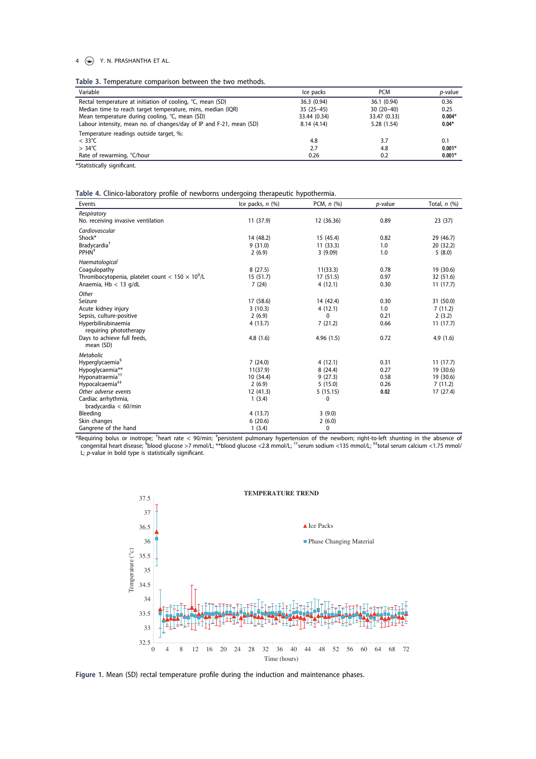**Table 3.** Temperature comparison between the two methods.

| Variable | Ice packs | PCM | *p*-value |
|---|---|---|---|
| Rectal temperature at initiation of cooling, °C, mean (SD) | 36.3 (0.94) | 36.1 (0.94) | 0.36 |
| Median time to reach target temperature, mins, median (IQR) | 35 (25–45) | 30 (20–40) | 0.25 |
| Mean temperature during cooling, °C, mean (SD) | 33.44 (0.34) | 33.47 (0.33) | **0.004*** |
| Labour intensity, mean no. of changes/day of IP and F-21, mean (SD) | 8.14 (4.14) | 5.28 (1.54) | **0.04*** |
| Temperature readings outside target, %: | | | |
| < 33°C | 4.8 | 3.7 | 0.1 |
| > 34°C | 2.7 | 4.8 | **0.001*** |
| Rate of rewarming, °C/hour | 0.26 | 0.2 | **0.001*** |

*Statistically significant.

**Table 4.** Clinico-laboratory profile of newborns undergoing therapeutic hypothermia.

| Events | Ice packs, *n* (%) | PCM, *n* (%) | *p*-value | Total, *n* (%) |
|---|---|---|---|---|
| *Respiratory* | | | | |
| No. receiving invasive ventilation | 11 (37.9) | 12 (36.36) | 0.89 | 23 (37) |
| *Cardiovascular* | | | | |
| Shock* | 14 (48.2) | 15 (45.4) | 0.82 | 29 (46.7) |
| Bradycardia[†] | 9 (31.0) | 11 (33.3) | 1.0 | 20 (32.2) |
| PPHN[‡] | 2 (6.9) | 3 (9.09) | 1.0 | 5 (8.0) |
| *Haematological* | | | | |
| Coagulopathy | 8 (27.5) | 11(33.3) | 0.78 | 19 (30.6) |
| Thrombocytopenia, platelet count $< 150 \times 10^9$/L | 15 (51.7) | 17 (51.5) | 0.97 | 32 (51.6) |
| Anaemia, Hb < 13 g/dL | 7 (24) | 4 (12.1) | 0.30 | 11 (17.7) |
| *Other* | | | | |
| Seizure | 17 (58.6) | 14 (42.4) | 0.30 | 31 (50.0) |
| Acute kidney injury | 3 (10.3) | 4 (12.1) | 1.0 | 7 (11.2) |
| Sepsis, culture-positive | 2 (6.9) | 0 | 0.21 | 2 (3.2) |
| Hyperbilirubinaemia requiring phototherapy | 4 (13.7) | 7 (21.2) | 0.66 | 11 (17.7) |
| Days to achieve full feeds, mean (SD) | 4.8 (1.6) | 4.96 (1.5) | 0.72 | 4.9 (1.6) |
| *Metabolic* | | | | |
| Hyperglycaemia[§] | 7 (24.0) | 4 (12.1) | 0.31 | 11 (17.7) |
| Hypoglycaemia** | 11(37.9) | 8 (24.4) | 0.27 | 19 (30.6) |
| Hyponatraemia[††] | 10 (34.4) | 9 (27.3) | 0.58 | 19 (30.6) |
| Hypocalcaemia[‡‡] | 2 (6.9) | 5 (15.0) | 0.26 | 7 (11.2) |
| *Other adverse events* | 12 (41.3) | 5 (15.15) | **0.02** | 17 (27.4) |
| Cardiac arrhythmia, bradycardia < 60/min | 1 (3.4) | 0 | | |
| Bleeding | 4 (13.7) | 3 (9.0) | | |
| Skin changes | 6 (20.6) | 2 (6.0) | | |
| Gangrene of the hand | 1 (3.4) | 0 | | |

*Requiring bolus or inotrope; [†]heart rate < 90/min; [‡]persistent pulmonary hypertension of the newborn; right-to-left shunting in the absence of congenital heart disease; [§]blood glucose >7 mmol/L; **blood glucose <2.8 mmol/L; [††]serum sodium <135 mmol/L; [‡‡]total serum calcium <1.75 mmol/L; *p*-value in bold type is statistically significant.

**Figure 1.** Mean (SD) rectal temperature profile during the induction and maintenance phases.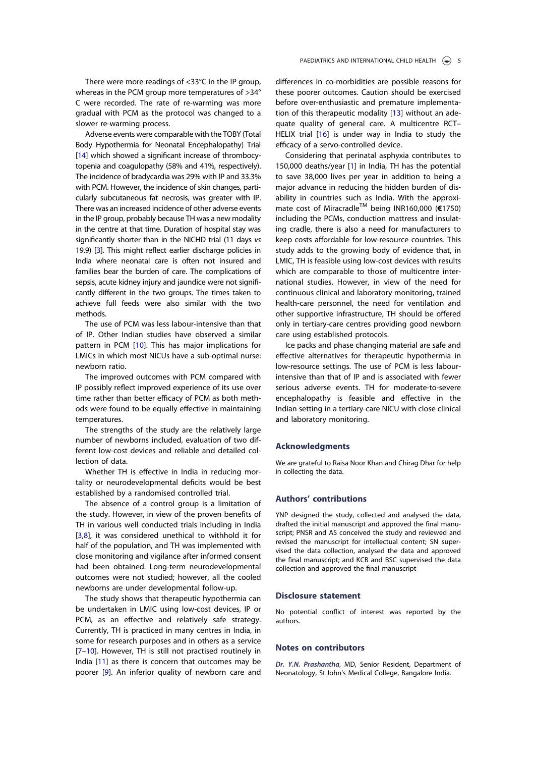There were more readings of <33°C in the IP group, whereas in the PCM group more temperatures of >34°C were recorded. The rate of re-warming was more gradual with PCM as the protocol was changed to a slower re-warming process.

Adverse events were comparable with the TOBY (Total Body Hypothermia for Neonatal Encephalopathy) Trial [14] which showed a significant increase of thrombocytopenia and coagulopathy (58% and 41%, respectively). The incidence of bradycardia was 29% with IP and 33.3% with PCM. However, the incidence of skin changes, particularly subcutaneous fat necrosis, was greater with IP. There was an increased incidence of other adverse events in the IP group, probably because TH was a new modality in the centre at that time. Duration of hospital stay was significantly shorter than in the NICHD trial (11 days *vs* 19.9) [3]. This might reflect earlier discharge policies in India where neonatal care is often not insured and families bear the burden of care. The complications of sepsis, acute kidney injury and jaundice were not significantly different in the two groups. The times taken to achieve full feeds were also similar with the two methods.

The use of PCM was less labour-intensive than that of IP. Other Indian studies have observed a similar pattern in PCM [10]. This has major implications for LMICs in which most NICUs have a sub-optimal nurse: newborn ratio.

The improved outcomes with PCM compared with IP possibly reflect improved experience of its use over time rather than better efficacy of PCM as both methods were found to be equally effective in maintaining temperatures.

The strengths of the study are the relatively large number of newborns included, evaluation of two different low-cost devices and reliable and detailed collection of data.

Whether TH is effective in India in reducing mortality or neurodevelopmental deficits would be best established by a randomised controlled trial.

The absence of a control group is a limitation of the study. However, in view of the proven benefits of TH in various well conducted trials including in India [3,8], it was considered unethical to withhold it for half of the population, and TH was implemented with close monitoring and vigilance after informed consent had been obtained. Long-term neurodevelopmental outcomes were not studied; however, all the cooled newborns are under developmental follow-up.

The study shows that therapeutic hypothermia can be undertaken in LMIC using low-cost devices, IP or PCM, as an effective and relatively safe strategy. Currently, TH is practiced in many centres in India, in some for research purposes and in others as a service [7–10]. However, TH is still not practised routinely in India [11] as there is concern that outcomes may be poorer [9]. An inferior quality of newborn care and differences in co-morbidities are possible reasons for these poorer outcomes. Caution should be exercised before over-enthusiastic and premature implementation of this therapeutic modality [13] without an adequate quality of general care. A multicentre RCT–HELIX trial [16] is under way in India to study the efficacy of a servo-controlled device.

Considering that perinatal asphyxia contributes to 150,000 deaths/year [1] in India, TH has the potential to save 38,000 lives per year in addition to being a major advance in reducing the hidden burden of disability in countries such as India. With the approximate cost of Miracradle™ being INR160,000 (€1750) including the PCMs, conduction mattress and insulating cradle, there is also a need for manufacturers to keep costs affordable for low-resource countries. This study adds to the growing body of evidence that, in LMIC, TH is feasible using low-cost devices with results which are comparable to those of multicentre international studies. However, in view of the need for continuous clinical and laboratory monitoring, trained health-care personnel, the need for ventilation and other supportive infrastructure, TH should be offered only in tertiary-care centres providing good newborn care using established protocols.

Ice packs and phase changing material are safe and effective alternatives for therapeutic hypothermia in low-resource settings. The use of PCM is less labour-intensive than that of IP and is associated with fewer serious adverse events. TH for moderate-to-severe encephalopathy is feasible and effective in the Indian setting in a tertiary-care NICU with close clinical and laboratory monitoring.

## Acknowledgments

We are grateful to Raisa Noor Khan and Chirag Dhar for help in collecting the data.

## Authors' contributions

YNP designed the study, collected and analysed the data, drafted the initial manuscript and approved the final manuscript; PNSR and AS conceived the study and reviewed and revised the manuscript for intellectual content; SN supervised the data collection, analysed the data and approved the final manuscript; and KCB and BSC supervised the data collection and approved the final manuscript

## Disclosure statement

No potential conflict of interest was reported by the authors.

## Notes on contributors

***Dr. Y.N. Prashantha***, MD, Senior Resident, Department of Neonatology, St.John's Medical College, Bangalore India.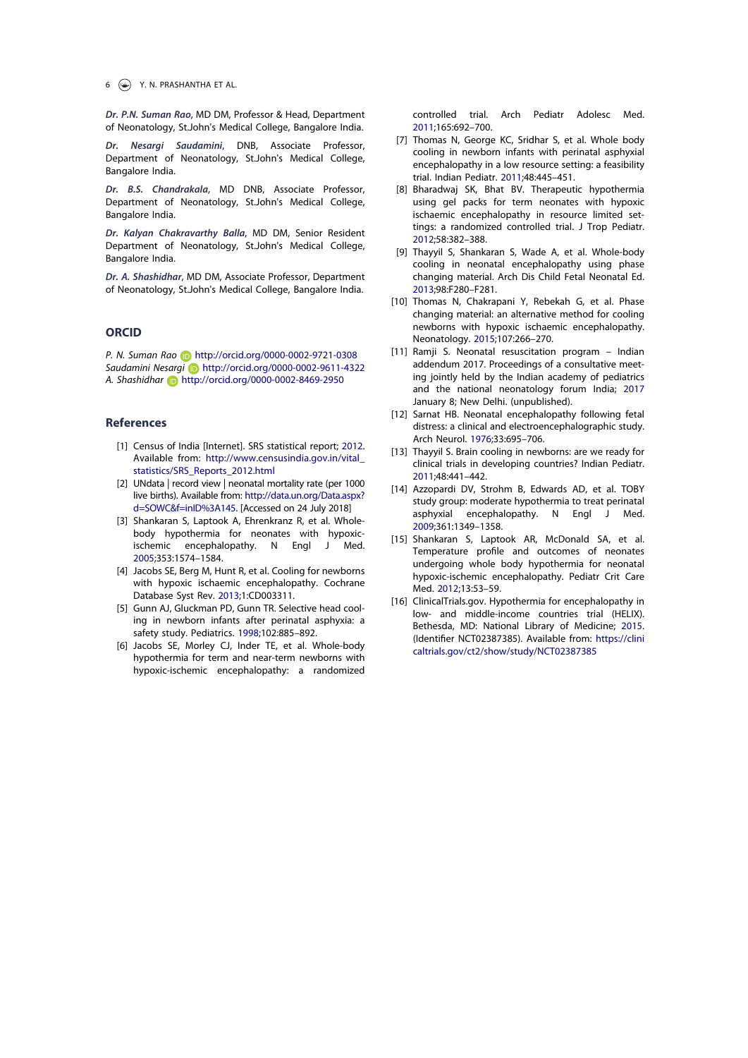***Dr. P.N. Suman Rao***, MD DM, Professor & Head, Department of Neonatology, St.John's Medical College, Bangalore India.

***Dr. Nesargi Saudamini***, DNB, Associate Professor, Department of Neonatology, St.John's Medical College, Bangalore India.

***Dr. B.S. Chandrakala***, MD DNB, Associate Professor, Department of Neonatology, St.John's Medical College, Bangalore India.

***Dr. Kalyan Chakravarthy Balla***, MD DM, Senior Resident Department of Neonatology, St.John's Medical College, Bangalore India.

***Dr. A. Shashidhar***, MD DM, Associate Professor, Department of Neonatology, St.John's Medical College, Bangalore India.

## ORCID

*P. N. Suman Rao* http://orcid.org/0000-0002-9721-0308
*Saudamini Nesargi* http://orcid.org/0000-0002-9611-4322
*A. Shashidhar* http://orcid.org/0000-0002-8469-2950

## References

[1] Census of India [Internet]. SRS statistical report; 2012. Available from: http://www.censusindia.gov.in/vital_statistics/SRS_Reports_2012.html

[2] UNdata | record view | neonatal mortality rate (per 1000 live births). Available from: http://data.un.org/Data.aspx?d=SOWC&f=inID%3A145. [Accessed on 24 July 2018]

[3] Shankaran S, Laptook A, Ehrenkranz R, et al. Whole-body hypothermia for neonates with hypoxic-ischemic encephalopathy. N Engl J Med. 2005;353:1574–1584.

[4] Jacobs SE, Berg M, Hunt R, et al. Cooling for newborns with hypoxic ischaemic encephalopathy. Cochrane Database Syst Rev. 2013;1:CD003311.

[5] Gunn AJ, Gluckman PD, Gunn TR. Selective head cooling in newborn infants after perinatal asphyxia: a safety study. Pediatrics. 1998;102:885–892.

[6] Jacobs SE, Morley CJ, Inder TE, et al. Whole-body hypothermia for term and near-term newborns with hypoxic-ischemic encephalopathy: a randomized controlled trial. Arch Pediatr Adolesc Med. 2011;165:692–700.

[7] Thomas N, George KC, Sridhar S, et al. Whole body cooling in newborn infants with perinatal asphyxial encephalopathy in a low resource setting: a feasibility trial. Indian Pediatr. 2011;48:445–451.

[8] Bharadwaj SK, Bhat BV. Therapeutic hypothermia using gel packs for term neonates with hypoxic ischaemic encephalopathy in resource limited settings: a randomized controlled trial. J Trop Pediatr. 2012;58:382–388.

[9] Thayyil S, Shankaran S, Wade A, et al. Whole-body cooling in neonatal encephalopathy using phase changing material. Arch Dis Child Fetal Neonatal Ed. 2013;98:F280–F281.

[10] Thomas N, Chakrapani Y, Rebekah G, et al. Phase changing material: an alternative method for cooling newborns with hypoxic ischaemic encephalopathy. Neonatology. 2015;107:266–270.

[11] Ramji S. Neonatal resuscitation program – Indian addendum 2017. Proceedings of a consultative meeting jointly held by the Indian academy of pediatrics and the national neonatology forum India; 2017 January 8; New Delhi. (unpublished).

[12] Sarnat HB. Neonatal encephalopathy following fetal distress: a clinical and electroencephalographic study. Arch Neurol. 1976;33:695–706.

[13] Thayyil S. Brain cooling in newborns: are we ready for clinical trials in developing countries? Indian Pediatr. 2011;48:441–442.

[14] Azzopardi DV, Strohm B, Edwards AD, et al. TOBY study group: moderate hypothermia to treat perinatal asphyxial encephalopathy. N Engl J Med. 2009;361:1349–1358.

[15] Shankaran S, Laptook AR, McDonald SA, et al. Temperature profile and outcomes of neonates undergoing whole body hypothermia for neonatal hypoxic-ischemic encephalopathy. Pediatr Crit Care Med. 2012;13:53–59.

[16] ClinicalTrials.gov. Hypothermia for encephalopathy in low- and middle-income countries trial (HELIX). Bethesda, MD: National Library of Medicine; 2015. (Identifier NCT02387385). Available from: https://clinicaltrials.gov/ct2/show/study/NCT02387385